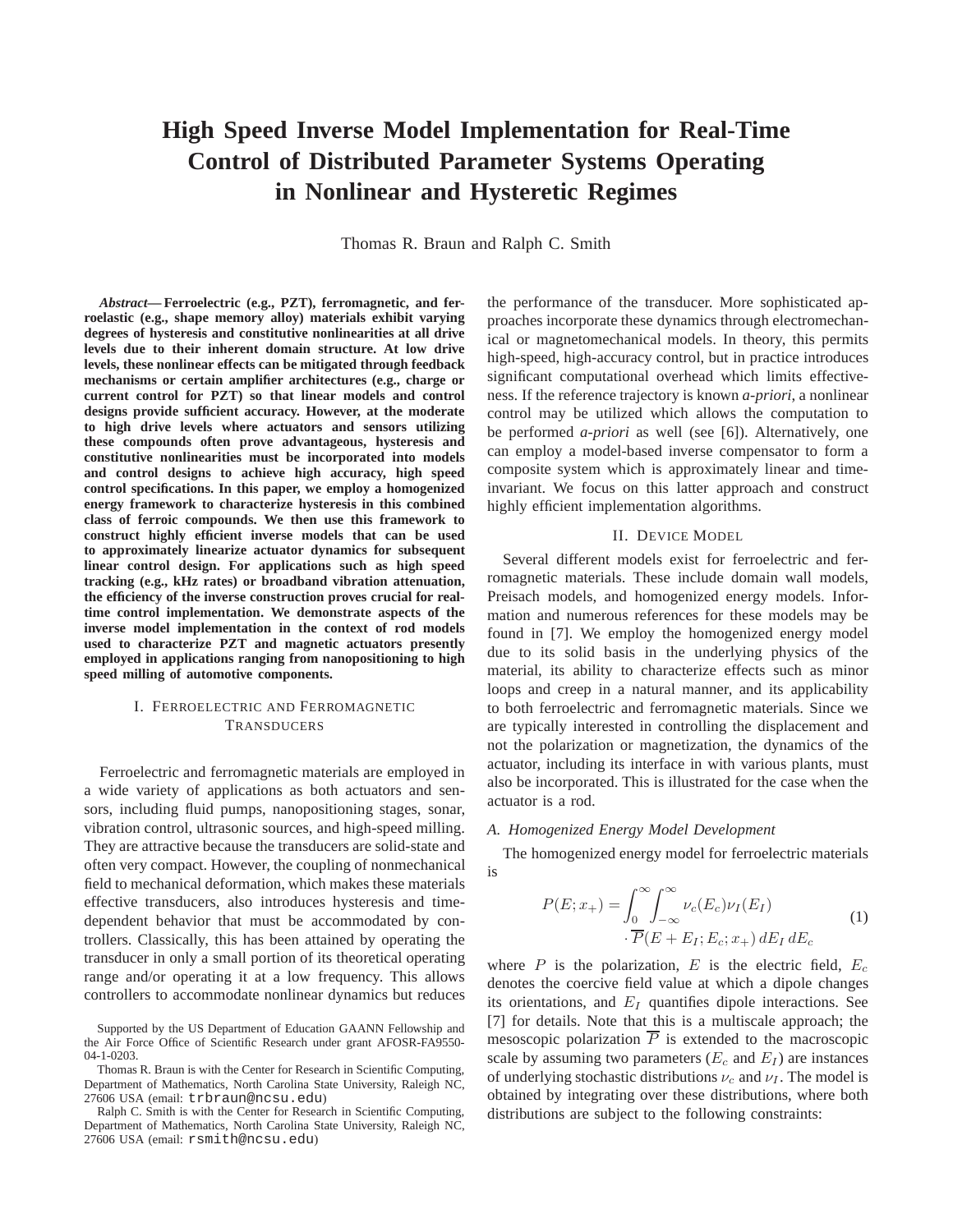# High Speed Inverse Model Implementation for Real-Time Control of Distributed Parameter Systems Operating in Nonlinear and Hysteretic Regimes

Thomas R. Braun and Ralph C. Smith

***Abstract*— Ferroelectric (e.g., PZT), ferromagnetic, and ferroelastic (e.g., shape memory alloy) materials exhibit varying degrees of hysteresis and constitutive nonlinearities at all drive levels due to their inherent domain structure. At low drive levels, these nonlinear effects can be mitigated through feedback mechanisms or certain amplifier architectures (e.g., charge or current control for PZT) so that linear models and control designs provide sufficient accuracy. However, at the moderate to high drive levels where actuators and sensors utilizing these compounds often prove advantageous, hysteresis and constitutive nonlinearities must be incorporated into models and control designs to achieve high accuracy, high speed control specifications. In this paper, we employ a homogenized energy framework to characterize hysteresis in this combined class of ferroic compounds. We then use this framework to construct highly efficient inverse models that can be used to approximately linearize actuator dynamics for subsequent linear control design. For applications such as high speed tracking (e.g., kHz rates) or broadband vibration attenuation, the efficiency of the inverse construction proves crucial for real-time control implementation. We demonstrate aspects of the inverse model implementation in the context of rod models used to characterize PZT and magnetic actuators presently employed in applications ranging from nanopositioning to high speed milling of automotive components.**

## I. Ferroelectric and Ferromagnetic Transducers

Ferroelectric and ferromagnetic materials are employed in a wide variety of applications as both actuators and sensors, including fluid pumps, nanopositioning stages, sonar, vibration control, ultrasonic sources, and high-speed milling. They are attractive because the transducers are solid-state and often very compact. However, the coupling of nonmechanical field to mechanical deformation, which makes these materials effective transducers, also introduces hysteresis and time-dependent behavior that must be accommodated by controllers. Classically, this has been attained by operating the transducer in only a small portion of its theoretical operating range and/or operating it at a low frequency. This allows controllers to accommodate nonlinear dynamics but reduces the performance of the transducer. More sophisticated approaches incorporate these dynamics through electromechanical or magnetomechanical models. In theory, this permits high-speed, high-accuracy control, but in practice introduces significant computational overhead which limits effectiveness. If the reference trajectory is known *a-priori*, a nonlinear control may be utilized which allows the computation to be performed *a-priori* as well (see [6]). Alternatively, one can employ a model-based inverse compensator to form a composite system which is approximately linear and time-invariant. We focus on this latter approach and construct highly efficient implementation algorithms.

Supported by the US Department of Education GAANN Fellowship and the Air Force Office of Scientific Research under grant AFOSR-FA9550-04-1-0203.

Thomas R. Braun is with the Center for Research in Scientific Computing, Department of Mathematics, North Carolina State University, Raleigh NC, 27606 USA (email: `trbraun@ncsu.edu`)

Ralph C. Smith is with the Center for Research in Scientific Computing, Department of Mathematics, North Carolina State University, Raleigh NC, 27606 USA (email: `rsmith@ncsu.edu`)

## II. Device Model

Several different models exist for ferroelectric and ferromagnetic materials. These include domain wall models, Preisach models, and homogenized energy models. Information and numerous references for these models may be found in [7]. We employ the homogenized energy model due to its solid basis in the underlying physics of the material, its ability to characterize effects such as minor loops and creep in a natural manner, and its applicability to both ferroelectric and ferromagnetic materials. Since we are typically interested in controlling the displacement and not the polarization or magnetization, the dynamics of the actuator, including its interface in with various plants, must also be incorporated. This is illustrated for the case when the actuator is a rod.

### *A. Homogenized Energy Model Development*

The homogenized energy model for ferroelectric materials is

$$P(E;x_+) = \int_0^\infty \int_{-\infty}^\infty \nu_c(E_c)\nu_I(E_I) \cdot \overline{P}(E+E_I;E_c;x_+)\,dE_I\,dE_c \tag{1}$$

where $P$ is the polarization, $E$ is the electric field, $E_c$ denotes the coercive field value at which a dipole changes its orientations, and $E_I$ quantifies dipole interactions. See [7] for details. Note that this is a multiscale approach; the mesoscopic polarization $\overline{P}$ is extended to the macroscopic scale by assuming two parameters ($E_c$ and $E_I$) are instances of underlying stochastic distributions $\nu_c$ and $\nu_I$. The model is obtained by integrating over these distributions, where both distributions are subject to the following constraints: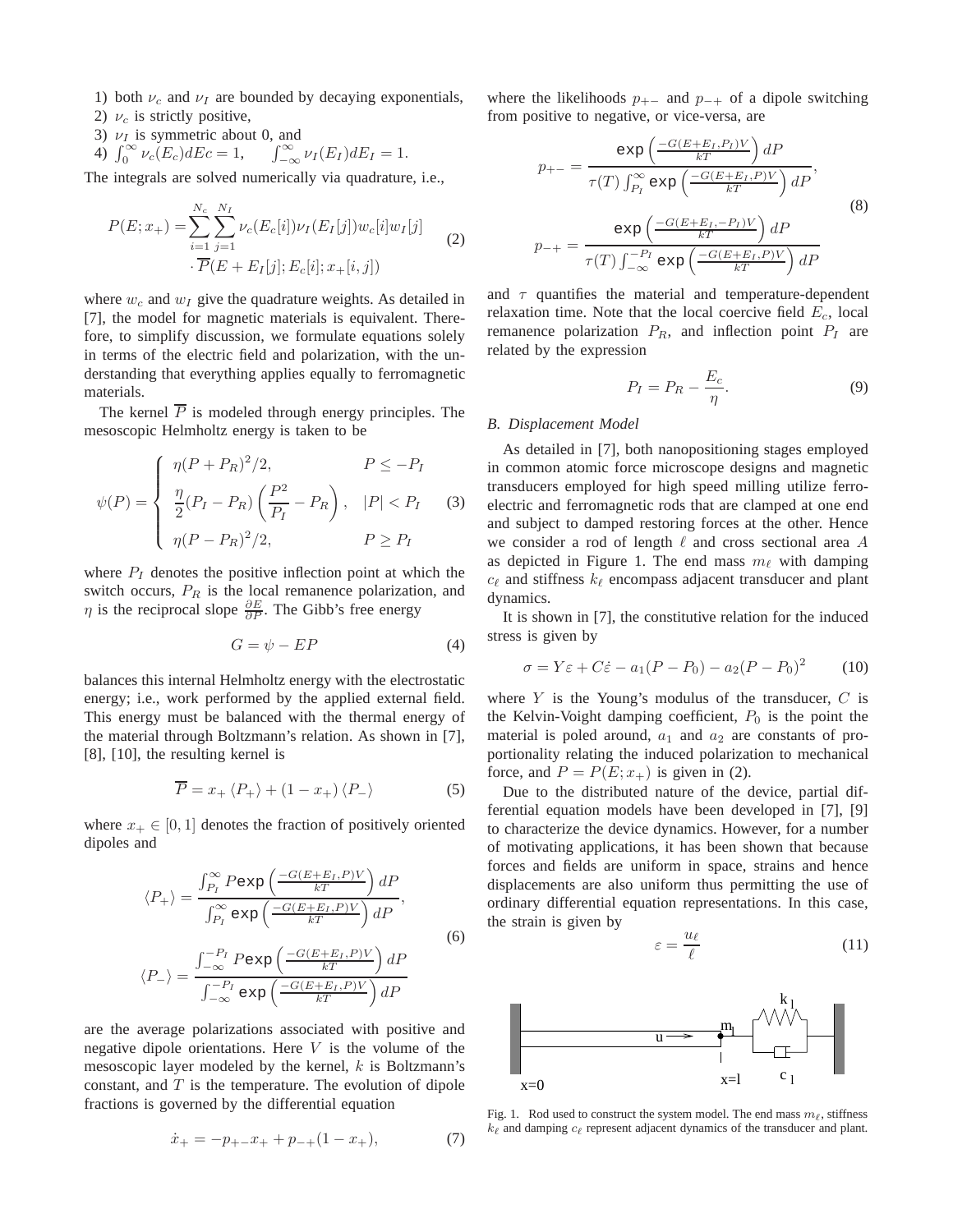1) both $\nu_c$ and $\nu_I$ are bounded by decaying exponentials,
2) $\nu_c$ is strictly positive,
3) $\nu_I$ is symmetric about 0, and
4) $\int_0^\infty \nu_c(E_c)dEc = 1, \qquad \int_{-\infty}^\infty \nu_I(E_I)dE_I = 1.$

The integrals are solved numerically via quadrature, i.e.,

$$
\begin{aligned}
P(E;x_+) = &\sum_{i=1}^{N_c}\sum_{j=1}^{N_I} \nu_c(E_c[i])\nu_I(E_I[j])w_c[i]w_I[j] \\
&\cdot \overline{P}(E+E_I[j];E_c[i];x_+[i,j])
\end{aligned}
\tag{2}
$$

where $w_c$ and $w_I$ give the quadrature weights. As detailed in [7], the model for magnetic materials is equivalent. Therefore, to simplify discussion, we formulate equations solely in terms of the electric field and polarization, with the understanding that everything applies equally to ferromagnetic materials.

The kernel $\overline{P}$ is modeled through energy principles. The mesoscopic Helmholtz energy is taken to be

$$
\psi(P) = \begin{cases} \eta(P+P_R)^2/2, & P \le -P_I \\ \dfrac{\eta}{2}(P_I - P_R)\left(\dfrac{P^2}{P_I} - P_R\right), & |P| < P_I \\ \eta(P-P_R)^2/2, & P \ge P_I \end{cases}
\tag{3}
$$

where $P_I$ denotes the positive inflection point at which the switch occurs, $P_R$ is the local remanence polarization, and $\eta$ is the reciprocal slope $\frac{\partial E}{\partial P}$. The Gibb's free energy

$$
G = \psi - EP \tag{4}
$$

balances this internal Helmholtz energy with the electrostatic energy; i.e., work performed by the applied external field. This energy must be balanced with the thermal energy of the material through Boltzmann's relation. As shown in [7], [8], [10], the resulting kernel is

$$
\overline{P} = x_+ \langle P_+ \rangle + (1 - x_+)\langle P_- \rangle \tag{5}
$$

where $x_+ \in [0,1]$ denotes the fraction of positively oriented dipoles and

$$
\begin{aligned}
\langle P_+ \rangle &= \frac{\int_{P_I}^\infty P \exp\left(\frac{-G(E+E_I,P)V}{kT}\right)dP}{\int_{P_I}^\infty \exp\left(\frac{-G(E+E_I,P)V}{kT}\right)dP}, \\
\langle P_- \rangle &= \frac{\int_{-\infty}^{-P_I} P \exp\left(\frac{-G(E+E_I,P)V}{kT}\right)dP}{\int_{-\infty}^{-P_I} \exp\left(\frac{-G(E+E_I,P)V}{kT}\right)dP}
\end{aligned}
\tag{6}
$$

are the average polarizations associated with positive and negative dipole orientations. Here $V$ is the volume of the mesoscopic layer modeled by the kernel, $k$ is Boltzmann's constant, and $T$ is the temperature. The evolution of dipole fractions is governed by the differential equation

$$
\dot{x}_+ = -p_{+-}x_+ + p_{-+}(1-x_+), \tag{7}
$$

where the likelihoods $p_{+-}$ and $p_{-+}$ of a dipole switching from positive to negative, or vice-versa, are

$$
\begin{aligned}
p_{+-} &= \frac{\exp\left(\frac{-G(E+E_I,P_I)V}{kT}\right)dP}{\tau(T)\int_{P_I}^\infty \exp\left(\frac{-G(E+E_I,P)V}{kT}\right)dP}, \\
p_{-+} &= \frac{\exp\left(\frac{-G(E+E_I,-P_I)V}{kT}\right)dP}{\tau(T)\int_{-\infty}^{-P_I} \exp\left(\frac{-G(E+E_I,P)V}{kT}\right)dP}
\end{aligned}
\tag{8}
$$

and $\tau$ quantifies the material and temperature-dependent relaxation time. Note that the local coercive field $E_c$, local remanence polarization $P_R$, and inflection point $P_I$ are related by the expression

$$
P_I = P_R - \frac{E_c}{\eta}. \tag{9}
$$

### B. Displacement Model

As detailed in [7], both nanopositioning stages employed in common atomic force microscope designs and magnetic transducers employed for high speed milling utilize ferroelectric and ferromagnetic rods that are clamped at one end and subject to damped restoring forces at the other. Hence we consider a rod of length $\ell$ and cross sectional area $A$ as depicted in Figure 1. The end mass $m_\ell$ with damping $c_\ell$ and stiffness $k_\ell$ encompass adjacent transducer and plant dynamics.

It is shown in [7], the constitutive relation for the induced stress is given by

$$
\sigma = Y\varepsilon + C\dot{\varepsilon} - a_1(P-P_0) - a_2(P-P_0)^2 \tag{10}
$$

where $Y$ is the Young's modulus of the transducer, $C$ is the Kelvin-Voight damping coefficient, $P_0$ is the point the material is poled around, $a_1$ and $a_2$ are constants of proportionality relating the induced polarization to mechanical force, and $P = P(E;x_+)$ is given in (2).

Due to the distributed nature of the device, partial differential equation models have been developed in [7], [9] to characterize the device dynamics. However, for a number of motivating applications, it has been shown that because forces and fields are uniform in space, strains and hence displacements are also uniform thus permitting the use of ordinary differential equation representations. In this case, the strain is given by

$$
\varepsilon = \frac{u_\ell}{\ell} \tag{11}
$$

Fig. 1. Rod used to construct the system model. The end mass $m_\ell$, stiffness $k_\ell$ and damping $c_\ell$ represent adjacent dynamics of the transducer and plant.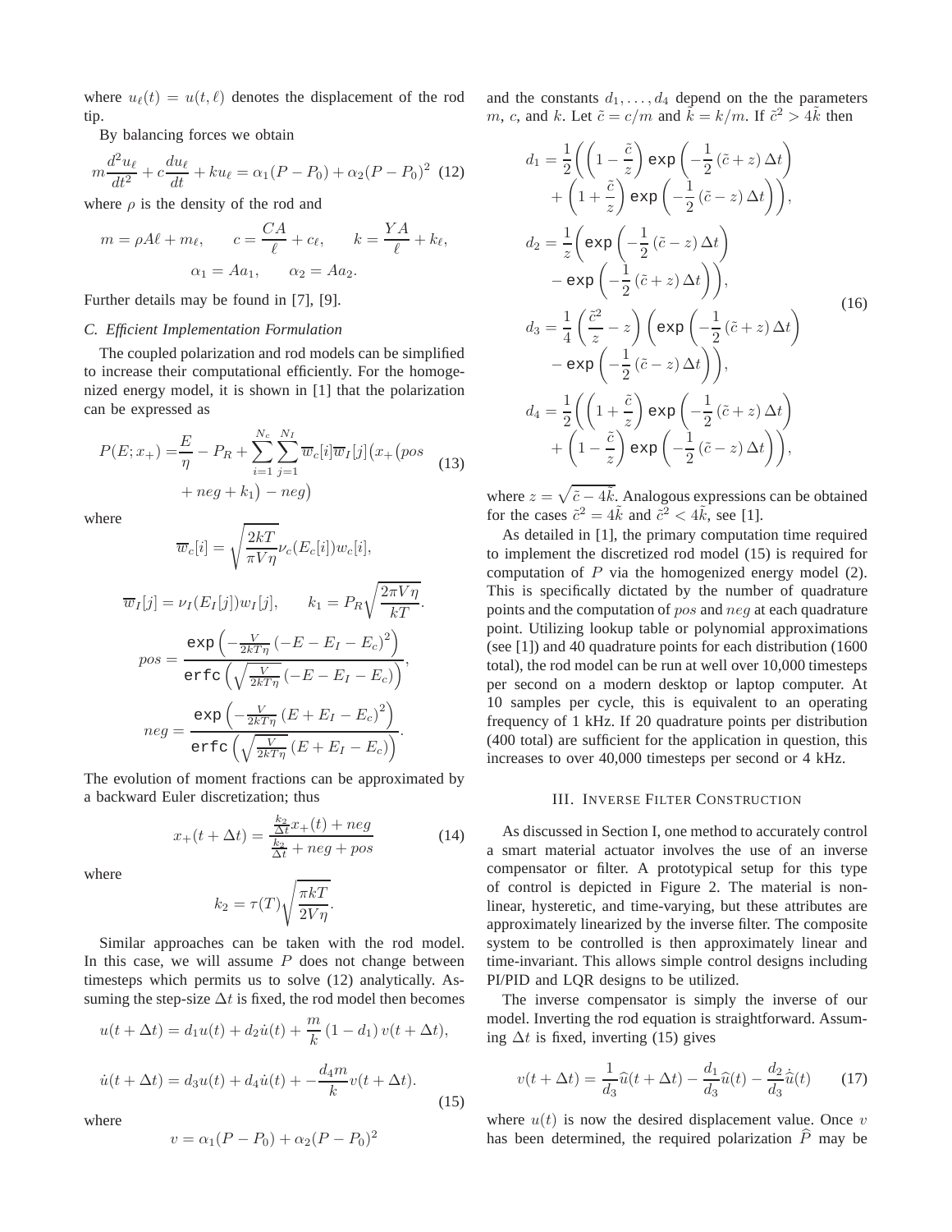where $u_\ell(t) = u(t, \ell)$ denotes the displacement of the rod tip.

By balancing forces we obtain

$$m\frac{d^2u_\ell}{dt^2} + c\frac{du_\ell}{dt} + ku_\ell = \alpha_1(P - P_0) + \alpha_2(P - P_0)^2 \quad (12)$$

where $\rho$ is the density of the rod and

$$m = \rho A\ell + m_\ell, \qquad c = \frac{CA}{\ell} + c_\ell, \qquad k = \frac{YA}{\ell} + k_\ell,$$
$$\alpha_1 = Aa_1, \qquad \alpha_2 = Aa_2.$$

Further details may be found in [7], [9].

### C. Efficient Implementation Formulation

The coupled polarization and rod models can be simplified to increase their computational efficiently. For the homogenized energy model, it is shown in [1] that the polarization can be expressed as

$$P(E; x_+) = \frac{E}{\eta} - P_R + \sum_{i=1}^{N_c}\sum_{j=1}^{N_I} \overline{w}_c[i]\overline{w}_I[j]\big(x_+\big(pos + neg + k_1\big) - neg\big) \quad (13)$$

where

$$\overline{w}_c[i] = \sqrt{\frac{2kT}{\pi V\eta}}\nu_c(E_c[i])w_c[i],$$

$$\overline{w}_I[j] = \nu_I(E_I[j])w_I[j], \qquad k_1 = P_R\sqrt{\frac{2\pi V\eta}{kT}}.$$

$$pos = \frac{\exp\left(-\frac{V}{2kT\eta}\left(-E - E_I - E_c\right)^2\right)}{\text{erfc}\left(\sqrt{\frac{V}{2kT\eta}}\left(-E - E_I - E_c\right)\right)},$$

$$neg = \frac{\exp\left(-\frac{V}{2kT\eta}\left(E + E_I - E_c\right)^2\right)}{\text{erfc}\left(\sqrt{\frac{V}{2kT\eta}}\left(E + E_I - E_c\right)\right)}.$$

The evolution of moment fractions can be approximated by a backward Euler discretization; thus

$$x_+(t + \Delta t) = \frac{\frac{k_2}{\Delta t}x_+(t) + neg}{\frac{k_2}{\Delta t} + neg + pos} \quad (14)$$

where

$$k_2 = \tau(T)\sqrt{\frac{\pi kT}{2V\eta}}.$$

Similar approaches can be taken with the rod model. In this case, we will assume $P$ does not change between timesteps which permits us to solve (12) analytically. Assuming the step-size $\Delta t$ is fixed, the rod model then becomes

$$u(t + \Delta t) = d_1u(t) + d_2\dot{u}(t) + \frac{m}{k}\left(1 - d_1\right)v(t + \Delta t),$$
$$\dot{u}(t + \Delta t) = d_3u(t) + d_4\dot{u}(t) + -\frac{d_4 m}{k}v(t + \Delta t). \quad (15)$$

where

$$v = \alpha_1(P - P_0) + \alpha_2(P - P_0)^2$$

and the constants $d_1, \ldots, d_4$ depend on the the parameters $m$, $c$, and $k$. Let $\tilde{c} = c/m$ and $\tilde{k} = k/m$. If $\tilde{c}^2 > 4\tilde{k}$ then

$$
\begin{aligned}
d_1 &= \frac{1}{2}\bigg(\left(1 - \frac{\tilde{c}}{z}\right)\exp\left(-\frac{1}{2}\left(\tilde{c} + z\right)\Delta t\right) \\
&\quad + \left(1 + \frac{\tilde{c}}{z}\right)\exp\left(-\frac{1}{2}\left(\tilde{c} - z\right)\Delta t\right)\bigg), \\
d_2 &= \frac{1}{z}\bigg(\exp\left(-\frac{1}{2}\left(\tilde{c} - z\right)\Delta t\right) \\
&\quad - \exp\left(-\frac{1}{2}\left(\tilde{c} + z\right)\Delta t\right)\bigg), \\
d_3 &= \frac{1}{4}\left(\frac{\tilde{c}^2}{z} - z\right)\bigg(\exp\left(-\frac{1}{2}\left(\tilde{c} + z\right)\Delta t\right) \\
&\quad - \exp\left(-\frac{1}{2}\left(\tilde{c} - z\right)\Delta t\right)\bigg), \\
d_4 &= \frac{1}{2}\bigg(\left(1 + \frac{\tilde{c}}{z}\right)\exp\left(-\frac{1}{2}\left(\tilde{c} + z\right)\Delta t\right) \\
&\quad + \left(1 - \frac{\tilde{c}}{z}\right)\exp\left(-\frac{1}{2}\left(\tilde{c} - z\right)\Delta t\right)\bigg),
\end{aligned}
\quad (16)
$$

where $z = \sqrt{\tilde{c} - 4\tilde{k}}$. Analogous expressions can be obtained for the cases $\tilde{c}^2 = 4\tilde{k}$ and $\tilde{c}^2 < 4\tilde{k}$, see [1].

As detailed in [1], the primary computation time required to implement the discretized rod model (15) is required for computation of $P$ via the homogenized energy model (2). This is specifically dictated by the number of quadrature points and the computation of $pos$ and $neg$ at each quadrature point. Utilizing lookup table or polynomial approximations (see [1]) and 40 quadrature points for each distribution (1600 total), the rod model can be run at well over 10,000 timesteps per second on a modern desktop or laptop computer. At 10 samples per cycle, this is equivalent to an operating frequency of 1 kHz. If 20 quadrature points per distribution (400 total) are sufficient for the application in question, this increases to over 40,000 timesteps per second or 4 kHz.

## III. Inverse Filter Construction

As discussed in Section I, one method to accurately control a smart material actuator involves the use of an inverse compensator or filter. A prototypical setup for this type of control is depicted in Figure 2. The material is nonlinear, hysteretic, and time-varying, but these attributes are approximately linearized by the inverse filter. The composite system to be controlled is then approximately linear and time-invariant. This allows simple control designs including PI/PID and LQR designs to be utilized.

The inverse compensator is simply the inverse of our model. Inverting the rod equation is straightforward. Assuming $\Delta t$ is fixed, inverting (15) gives

$$v(t + \Delta t) = \frac{1}{d_3}\widehat{u}(t + \Delta t) - \frac{d_1}{d_3}\widehat{u}(t) - \frac{d_2}{d_3}\dot{\widehat{u}}(t) \quad (17)$$

where $u(t)$ is now the desired displacement value. Once $v$ has been determined, the required polarization $\widehat{P}$ may be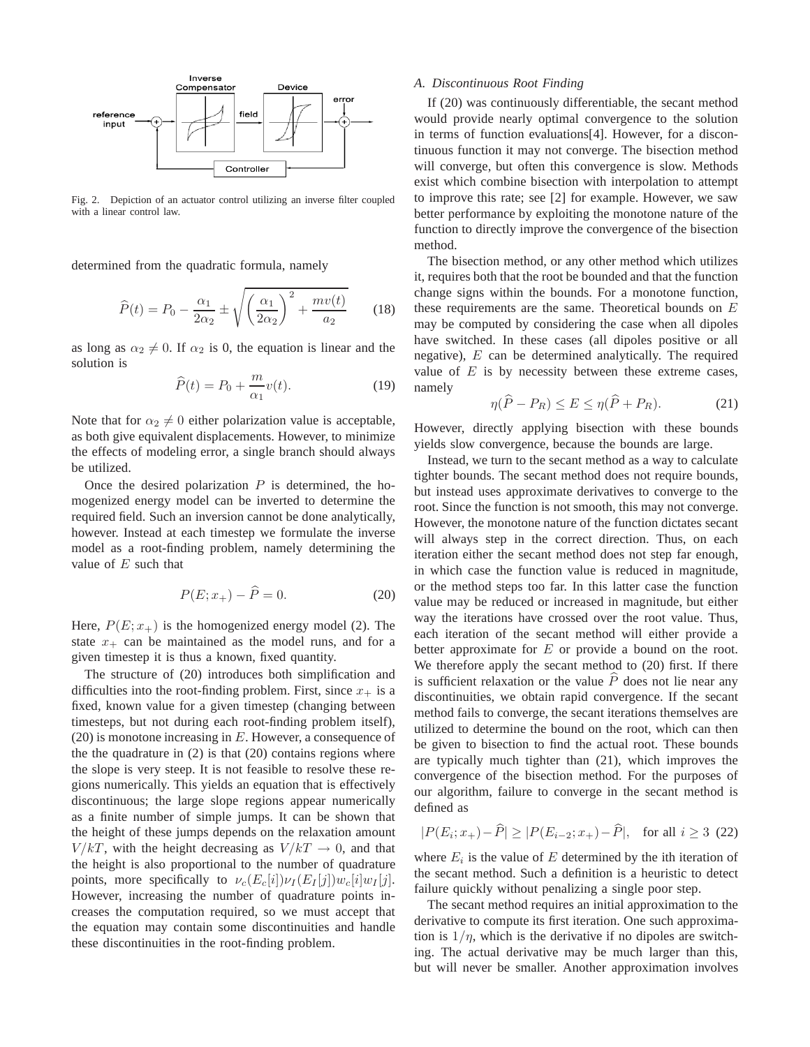Inverse Compensator

Device

reference input

field

error

Controller

Fig. 2. Depiction of an actuator control utilizing an inverse filter coupled with a linear control law.

determined from the quadratic formula, namely

$$\widehat{P}(t) = P_0 - \frac{\alpha_1}{2\alpha_2} \pm \sqrt{\left(\frac{\alpha_1}{2\alpha_2}\right)^2 + \frac{mv(t)}{a_2}} \tag{18}$$

as long as $\alpha_2 \neq 0$. If $\alpha_2$ is 0, the equation is linear and the solution is

$$\widehat{P}(t) = P_0 + \frac{m}{\alpha_1} v(t). \tag{19}$$

Note that for $\alpha_2 \neq 0$ either polarization value is acceptable, as both give equivalent displacements. However, to minimize the effects of modeling error, a single branch should always be utilized.

Once the desired polarization $P$ is determined, the homogenized energy model can be inverted to determine the required field. Such an inversion cannot be done analytically, however. Instead at each timestep we formulate the inverse model as a root-finding problem, namely determining the value of $E$ such that

$$P(E; x_+) - \widehat{P} = 0. \tag{20}$$

Here, $P(E; x_+)$ is the homogenized energy model (2). The state $x_+$ can be maintained as the model runs, and for a given timestep it is thus a known, fixed quantity.

The structure of (20) introduces both simplification and difficulties into the root-finding problem. First, since $x_+$ is a fixed, known value for a given timestep (changing between timesteps, but not during each root-finding problem itself), (20) is monotone increasing in $E$. However, a consequence of the the quadrature in (2) is that (20) contains regions where the slope is very steep. It is not feasible to resolve these regions numerically. This yields an equation that is effectively discontinuous; the large slope regions appear numerically as a finite number of simple jumps. It can be shown that the height of these jumps depends on the relaxation amount $V/kT$, with the height decreasing as $V/kT \to 0$, and that the height is also proportional to the number of quadrature points, more specifically to $\nu_c(E_c[i])\nu_I(E_I[j])w_c[i]w_I[j]$. However, increasing the number of quadrature points increases the computation required, so we must accept that the equation may contain some discontinuities and handle these discontinuities in the root-finding problem.

### A. Discontinuous Root Finding

If (20) was continuously differentiable, the secant method would provide nearly optimal convergence to the solution in terms of function evaluations[4]. However, for a discontinuous function it may not converge. The bisection method will converge, but often this convergence is slow. Methods exist which combine bisection with interpolation to attempt to improve this rate; see [2] for example. However, we saw better performance by exploiting the monotone nature of the function to directly improve the convergence of the bisection method.

The bisection method, or any other method which utilizes it, requires both that the root be bounded and that the function change signs within the bounds. For a monotone function, these requirements are the same. Theoretical bounds on $E$ may be computed by considering the case when all dipoles have switched. In these cases (all dipoles positive or all negative), $E$ can be determined analytically. The required value of $E$ is by necessity between these extreme cases, namely

$$\eta(\widehat{P} - P_R) \leq E \leq \eta(\widehat{P} + P_R). \tag{21}$$

However, directly applying bisection with these bounds yields slow convergence, because the bounds are large.

Instead, we turn to the secant method as a way to calculate tighter bounds. The secant method does not require bounds, but instead uses approximate derivatives to converge to the root. Since the function is not smooth, this may not converge. However, the monotone nature of the function dictates secant will always step in the correct direction. Thus, on each iteration either the secant method does not step far enough, in which case the function value is reduced in magnitude, or the method steps too far. In this latter case the function value may be reduced or increased in magnitude, but either way the iterations have crossed over the root value. Thus, each iteration of the secant method will either provide a better approximate for $E$ or provide a bound on the root. We therefore apply the secant method to (20) first. If there is sufficient relaxation or the value $\widehat{P}$ does not lie near any discontinuities, we obtain rapid convergence. If the secant method fails to converge, the secant iterations themselves are utilized to determine the bound on the root, which can then be given to bisection to find the actual root. These bounds are typically much tighter than (21), which improves the convergence of the bisection method. For the purposes of our algorithm, failure to converge in the secant method is defined as

$$|P(E_i; x_+) - \widehat{P}| \geq |P(E_{i-2}; x_+) - \widehat{P}|, \quad \text{for all } i \geq 3 \tag{22}$$

where $E_i$ is the value of $E$ determined by the ith iteration of the secant method. Such a definition is a heuristic to detect failure quickly without penalizing a single poor step.

The secant method requires an initial approximation to the derivative to compute its first iteration. One such approximation is $1/\eta$, which is the derivative if no dipoles are switching. The actual derivative may be much larger than this, but will never be smaller. Another approximation involves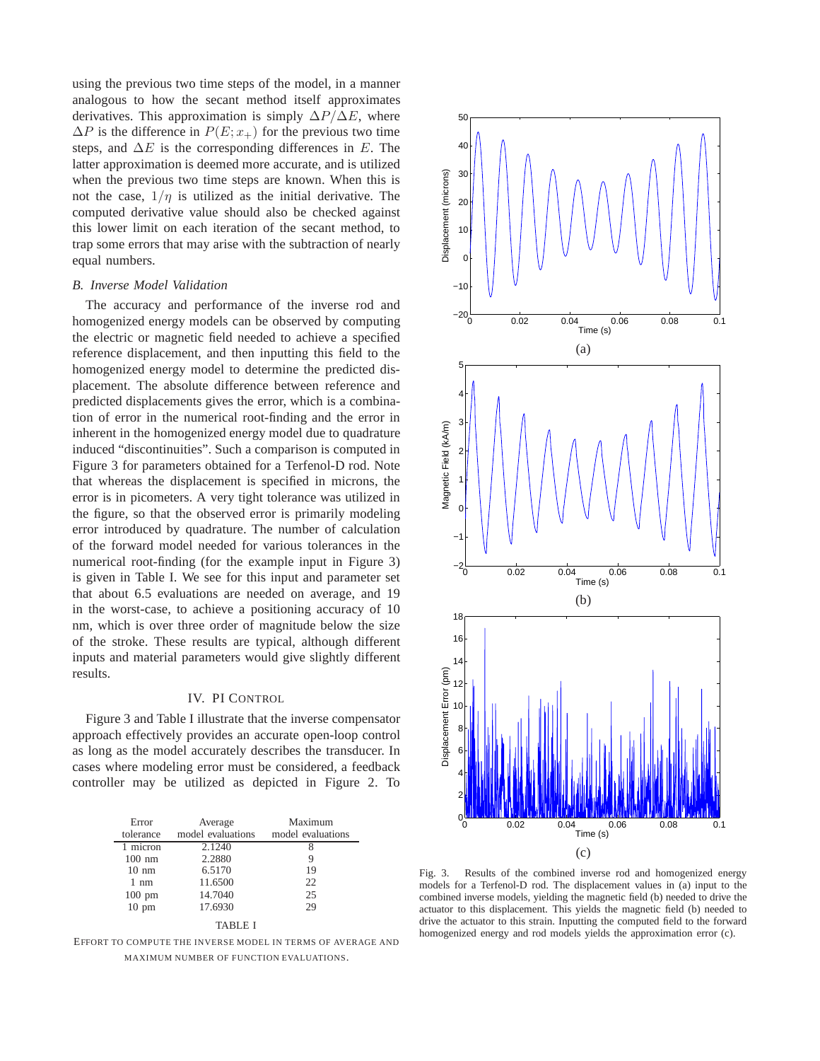using the previous two time steps of the model, in a manner analogous to how the secant method itself approximates derivatives. This approximation is simply $\Delta P/\Delta E$, where $\Delta P$ is the difference in $P(E; x_+)$ for the previous two time steps, and $\Delta E$ is the corresponding differences in $E$. The latter approximation is deemed more accurate, and is utilized when the previous two time steps are known. When this is not the case, $1/\eta$ is utilized as the initial derivative. The computed derivative value should also be checked against this lower limit on each iteration of the secant method, to trap some errors that may arise with the subtraction of nearly equal numbers.

### *B. Inverse Model Validation*

The accuracy and performance of the inverse rod and homogenized energy models can be observed by computing the electric or magnetic field needed to achieve a specified reference displacement, and then inputting this field to the homogenized energy model to determine the predicted displacement. The absolute difference between reference and predicted displacements gives the error, which is a combination of error in the numerical root-finding and the error in inherent in the homogenized energy model due to quadrature induced "discontinuities". Such a comparison is computed in Figure 3 for parameters obtained for a Terfenol-D rod. Note that whereas the displacement is specified in microns, the error is in picometers. A very tight tolerance was utilized in the figure, so that the observed error is primarily modeling error introduced by quadrature. The number of calculation of the forward model needed for various tolerances in the numerical root-finding (for the example input in Figure 3) is given in Table I. We see for this input and parameter set that about 6.5 evaluations are needed on average, and 19 in the worst-case, to achieve a positioning accuracy of 10 nm, which is over three order of magnitude below the size of the stroke. These results are typical, although different inputs and material parameters would give slightly different results.

## IV. PI Control

Figure 3 and Table I illustrate that the inverse compensator approach effectively provides an accurate open-loop control as long as the model accurately describes the transducer. In cases where modeling error must be considered, a feedback controller may be utilized as depicted in Figure 2. To

| Error tolerance | Average model evaluations | Maximum model evaluations |
|---|---|---|
| 1 micron | 2.1240 | 8 |
| 100 nm | 2.2880 | 9 |
| 10 nm | 6.5170 | 19 |
| 1 nm | 11.6500 | 22 |
| 100 pm | 14.7040 | 25 |
| 10 pm | 17.6930 | 29 |

TABLE I

Effort to compute the inverse model in terms of average and maximum number of function evaluations.

Fig. 3. Results of the combined inverse rod and homogenized energy models for a Terfenol-D rod. The displacement values in (a) input to the combined inverse models, yielding the magnetic field (b) needed to drive the actuator to this displacement. This yields the magnetic field (b) needed to drive the actuator to this strain. Inputting the computed field to the forward homogenized energy and rod models yields the approximation error (c).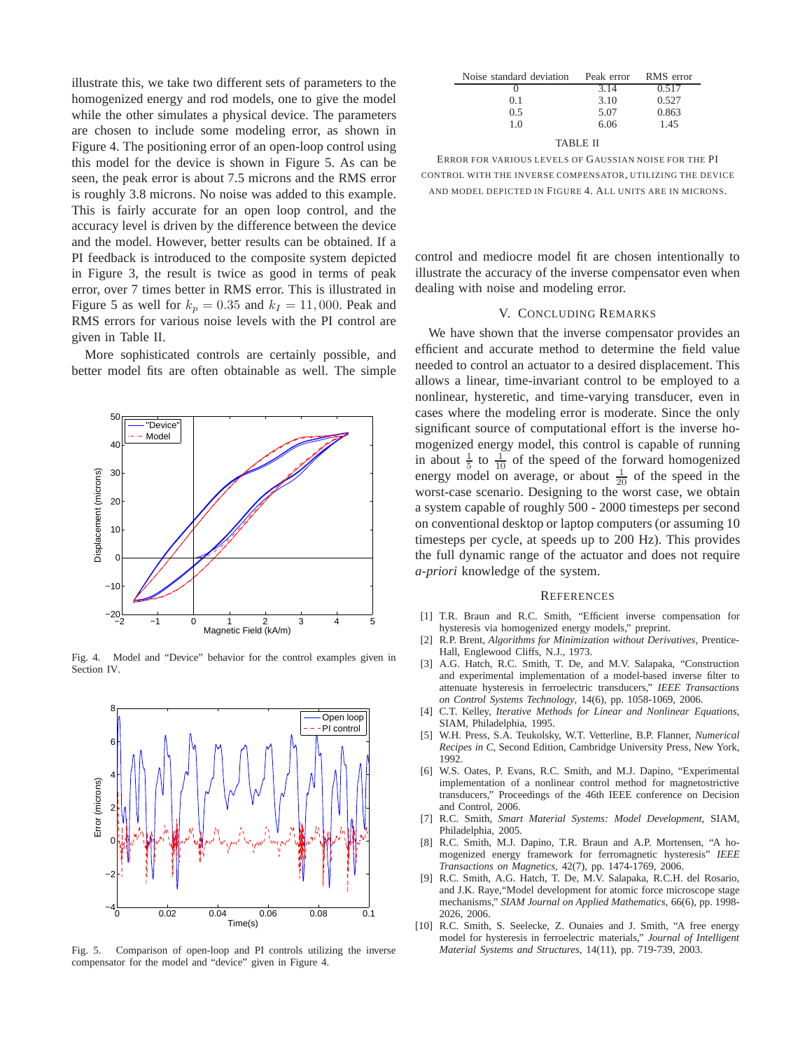illustrate this, we take two different sets of parameters to the homogenized energy and rod models, one to give the model while the other simulates a physical device. The parameters are chosen to include some modeling error, as shown in Figure 4. The positioning error of an open-loop control using this model for the device is shown in Figure 5. As can be seen, the peak error is about 7.5 microns and the RMS error is roughly 3.8 microns. No noise was added to this example. This is fairly accurate for an open loop control, and the accuracy level is driven by the difference between the device and the model. However, better results can be obtained. If a PI feedback is introduced to the composite system depicted in Figure 3, the result is twice as good in terms of peak error, over 7 times better in RMS error. This is illustrated in Figure 5 as well for $k_p = 0.35$ and $k_I = 11,000$. Peak and RMS errors for various noise levels with the PI control are given in Table II.

More sophisticated controls are certainly possible, and better model fits are often obtainable as well. The simple control and mediocre model fit are chosen intentionally to illustrate the accuracy of the inverse compensator even when dealing with noise and modeling error.

"Device"
Model
Displacement (microns)
Magnetic Field (kA/m)

Fig. 4. Model and "Device" behavior for the control examples given in Section IV.

Open loop
PI control
Error (microns)
Time(s)

Fig. 5. Comparison of open-loop and PI controls utilizing the inverse compensator for the model and "device" given in Figure 4.

| Noise standard deviation | Peak error | RMS error |
|---|---|---|
| 0 | 3.14 | 0.517 |
| 0.1 | 3.10 | 0.527 |
| 0.5 | 5.07 | 0.863 |
| 1.0 | 6.06 | 1.45 |

TABLE II

ERROR FOR VARIOUS LEVELS OF GAUSSIAN NOISE FOR THE PI CONTROL WITH THE INVERSE COMPENSATOR, UTILIZING THE DEVICE AND MODEL DEPICTED IN FIGURE 4. ALL UNITS ARE IN MICRONS.

## V. CONCLUDING REMARKS

We have shown that the inverse compensator provides an efficient and accurate method to determine the field value needed to control an actuator to a desired displacement. This allows a linear, time-invariant control to be employed to a nonlinear, hysteretic, and time-varying transducer, even in cases where the modeling error is moderate. Since the only significant source of computational effort is the inverse homogenized energy model, this control is capable of running in about $\frac{1}{5}$ to $\frac{1}{10}$ of the speed of the forward homogenized energy model on average, or about $\frac{1}{20}$ of the speed in the worst-case scenario. Designing to the worst case, we obtain a system capable of roughly 500 - 2000 timesteps per second on conventional desktop or laptop computers (or assuming 10 timesteps per cycle, at speeds up to 200 Hz). This provides the full dynamic range of the actuator and does not require *a-priori* knowledge of the system.

## REFERENCES

[1] T.R. Braun and R.C. Smith, "Efficient inverse compensation for hysteresis via homogenized energy models," preprint.

[2] R.P. Brent, *Algorithms for Minimization without Derivatives*, Prentice-Hall, Englewood Cliffs, N.J., 1973.

[3] A.G. Hatch, R.C. Smith, T. De, and M.V. Salapaka, "Construction and experimental implementation of a model-based inverse filter to attenuate hysteresis in ferroelectric transducers," *IEEE Transactions on Control Systems Technology*, 14(6), pp. 1058-1069, 2006.

[4] C.T. Kelley, *Iterative Methods for Linear and Nonlinear Equations*, SIAM, Philadelphia, 1995.

[5] W.H. Press, S.A. Teukolsky, W.T. Vetterline, B.P. Flanner, *Numerical Recipes in C*, Second Edition, Cambridge University Press, New York, 1992.

[6] W.S. Oates, P. Evans, R.C. Smith, and M.J. Dapino, "Experimental implementation of a nonlinear control method for magnetostrictive transducers," Proceedings of the 46th IEEE conference on Decision and Control, 2006.

[7] R.C. Smith, *Smart Material Systems: Model Development*, SIAM, Philadelphia, 2005.

[8] R.C. Smith, M.J. Dapino, T.R. Braun and A.P. Mortensen, "A homogenized energy framework for ferromagnetic hysteresis" *IEEE Transactions on Magnetics*, 42(7), pp. 1474-1769, 2006.

[9] R.C. Smith, A.G. Hatch, T. De, M.V. Salapaka, R.C.H. del Rosario, and J.K. Raye,"Model development for atomic force microscope stage mechanisms," *SIAM Journal on Applied Mathematics*, 66(6), pp. 1998-2026, 2006.

[10] R.C. Smith, S. Seelecke, Z. Ounaies and J. Smith, "A free energy model for hysteresis in ferroelectric materials," *Journal of Intelligent Material Systems and Structures*, 14(11), pp. 719-739, 2003.